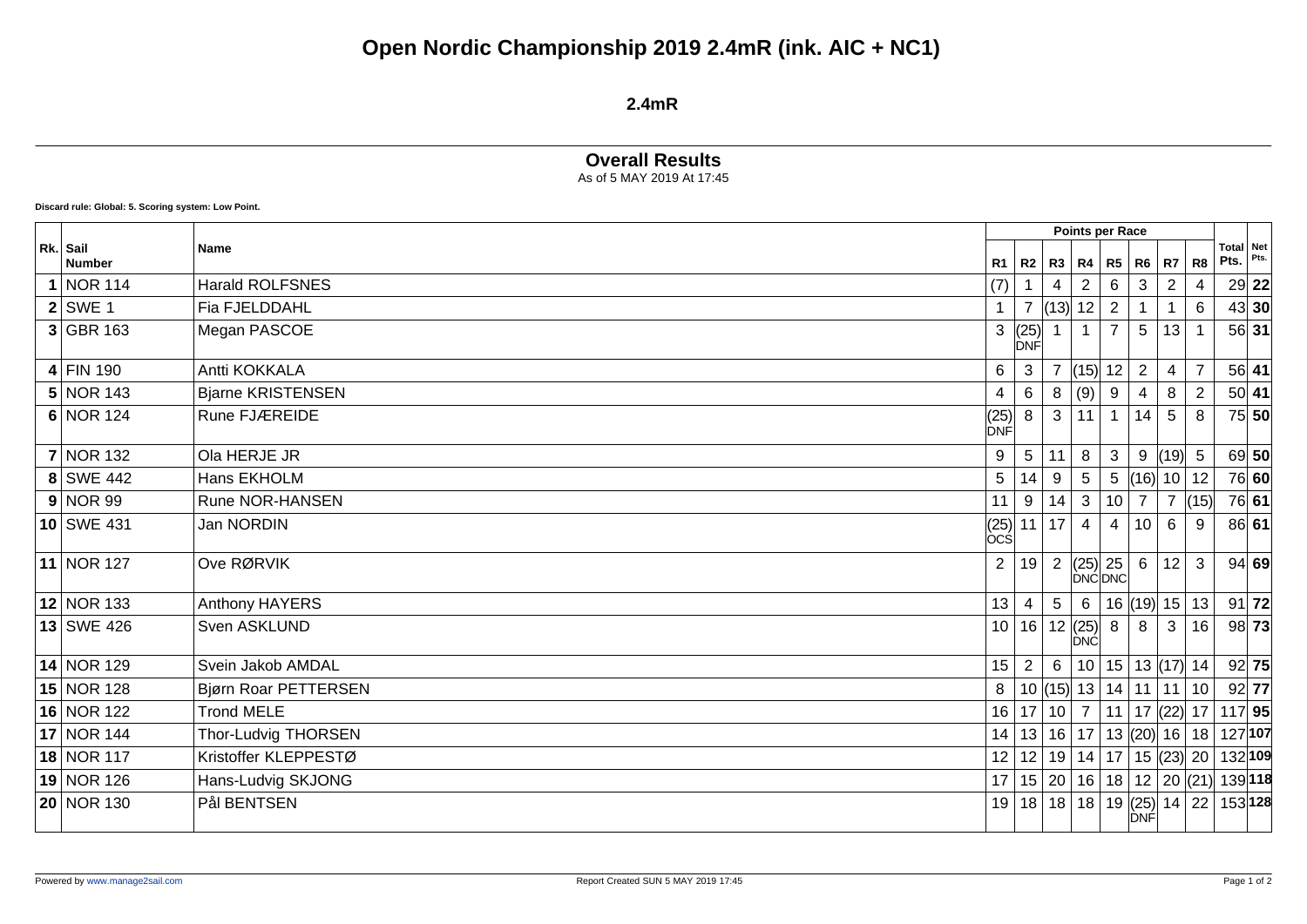# Open Nordic Championship 2019 2.4mR (ink. AIC + NC1)

## 2.4mR

## Overall Results

As of 5 MAY 2019 At 17:45

**Discard rule: Global: 5. Scoring system: Low Point.**

| Rk. | Sail Number | Name | R1 | R2 | R3 | R4 | R5 | R6 | R7 | R8 | Total Pts. | Net Pts. |
|---|---|---|---|---|---|---|---|---|---|---|---|---|
| 1 | NOR 114 | Harald ROLFSNES | (7) | 1 | 4 | 2 | 6 | 3 | 2 | 4 | 29 | **22** |
| 2 | SWE 1 | Fia FJELDDAHL | 1 | 7 | (13) | 12 | 2 | 1 | 1 | 6 | 43 | **30** |
| 3 | GBR 163 | Megan PASCOE | 3 | (25) DNF | 1 | 1 | 7 | 5 | 13 | 1 | 56 | **31** |
| 4 | FIN 190 | Antti KOKKALA | 6 | 3 | 7 | (15) | 12 | 2 | 4 | 7 | 56 | **41** |
| 5 | NOR 143 | Bjarne KRISTENSEN | 4 | 6 | 8 | (9) | 9 | 4 | 8 | 2 | 50 | **41** |
| 6 | NOR 124 | Rune FJÆREIDE | (25) DNF | 8 | 3 | 11 | 1 | 14 | 5 | 8 | 75 | **50** |
| 7 | NOR 132 | Ola HERJE JR | 9 | 5 | 11 | 8 | 3 | 9 | (19) | 5 | 69 | **50** |
| 8 | SWE 442 | Hans EKHOLM | 5 | 14 | 9 | 5 | 5 | (16) | 10 | 12 | 76 | **60** |
| 9 | NOR 99 | Rune NOR-HANSEN | 11 | 9 | 14 | 3 | 10 | 7 | 7 | (15) | 76 | **61** |
| 10 | SWE 431 | Jan NORDIN | (25) OCS | 11 | 17 | 4 | 4 | 10 | 6 | 9 | 86 | **61** |
| 11 | NOR 127 | Ove RØRVIK | 2 | 19 | 2 | (25) DNC | 25 DNC | 6 | 12 | 3 | 94 | **69** |
| 12 | NOR 133 | Anthony HAYERS | 13 | 4 | 5 | 6 | 16 | (19) | 15 | 13 | 91 | **72** |
| 13 | SWE 426 | Sven ASKLUND | 10 | 16 | 12 | (25) DNC | 8 | 8 | 3 | 16 | 98 | **73** |
| 14 | NOR 129 | Svein Jakob AMDAL | 15 | 2 | 6 | 10 | 15 | 13 | (17) | 14 | 92 | **75** |
| 15 | NOR 128 | Bjørn Roar PETTERSEN | 8 | 10 | (15) | 13 | 14 | 11 | 11 | 10 | 92 | **77** |
| 16 | NOR 122 | Trond MELE | 16 | 17 | 10 | 7 | 11 | 17 | (22) | 17 | 117 | **95** |
| 17 | NOR 144 | Thor-Ludvig THORSEN | 14 | 13 | 16 | 17 | 13 | (20) | 16 | 18 | 127 | **107** |
| 18 | NOR 117 | Kristoffer KLEPPESTØ | 12 | 12 | 19 | 14 | 17 | 15 | (23) | 20 | 132 | **109** |
| 19 | NOR 126 | Hans-Ludvig SKJONG | 17 | 15 | 20 | 16 | 18 | 12 | 20 | (21) | 139 | **118** |
| 20 | NOR 130 | Pål BENTSEN | 19 | 18 | 18 | 18 | 19 | (25) DNF | 14 | 22 | 153 | **128** |

Powered by www.manage2sail.com

Report Created SUN 5 MAY 2019 17:45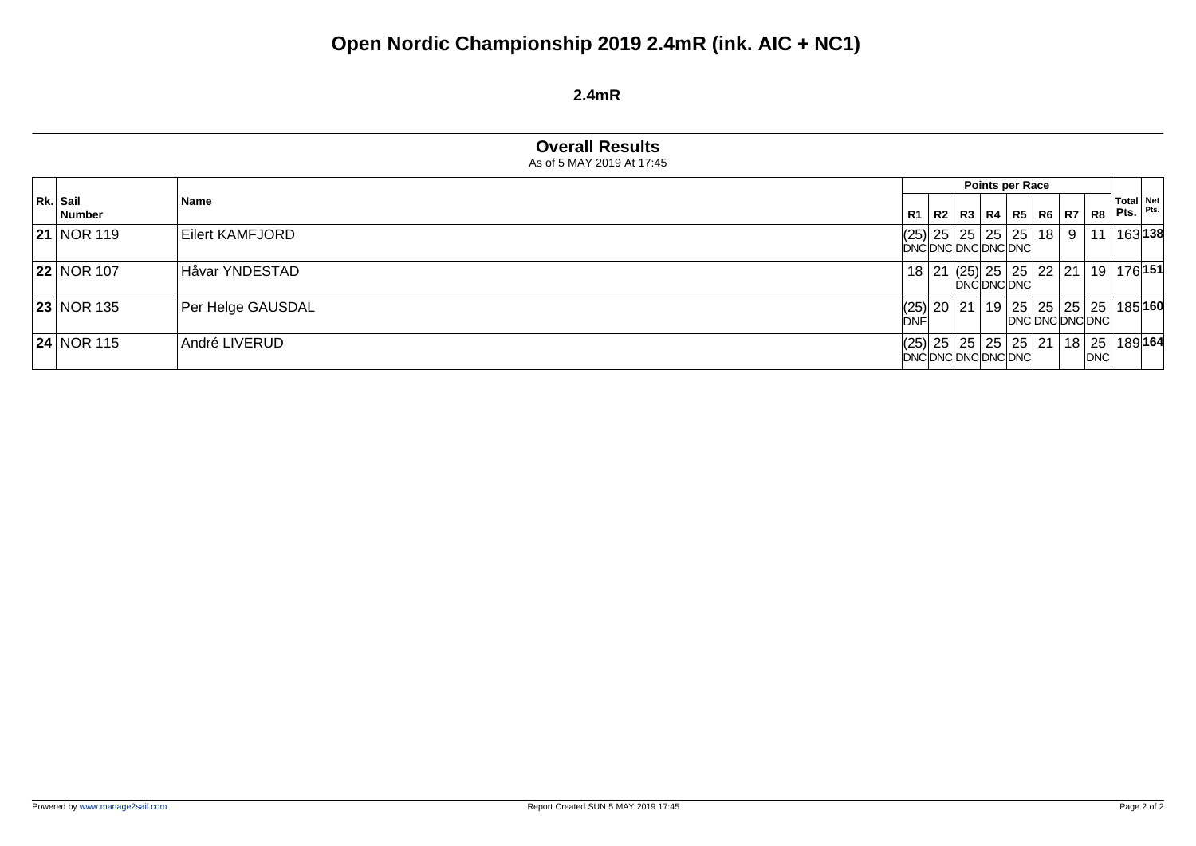# Open Nordic Championship 2019 2.4mR (ink. AIC + NC1)

## 2.4mR

### Overall Results

As of 5 MAY 2019 At 17:45

| Rk. | Sail Number | Name | R1 | R2 | R3 | R4 | R5 | R6 | R7 | R8 | Total Pts. | Net Pts. |
|---|---|---|---|---|---|---|---|---|---|---|---|---|
| | | | Points per Race | | | | | | | | | |
| **21** | NOR 119 | Eilert KAMFJORD | (25) DNC | 25 DNC | 25 DNC | 25 DNC | 25 DNC | 18 | 9 | 11 | 163 | **138** |
| **22** | NOR 107 | Håvar YNDESTAD | 18 | 21 | (25) DNC | 25 DNC | 25 DNC | 22 | 21 | 19 | 176 | **151** |
| **23** | NOR 135 | Per Helge GAUSDAL | (25) DNF | 20 | 21 | 19 | 25 | 25 DNC | 25 DNC | 25 DNC | 185 | **160** |
| **24** | NOR 115 | André LIVERUD | (25) DNC | 25 DNC | 25 DNC | 25 DNC | 25 DNC | 21 | 18 | 25 DNC | 189 | **164** |

Powered by www.manage2sail.com

Report Created SUN 5 MAY 2019 17:45